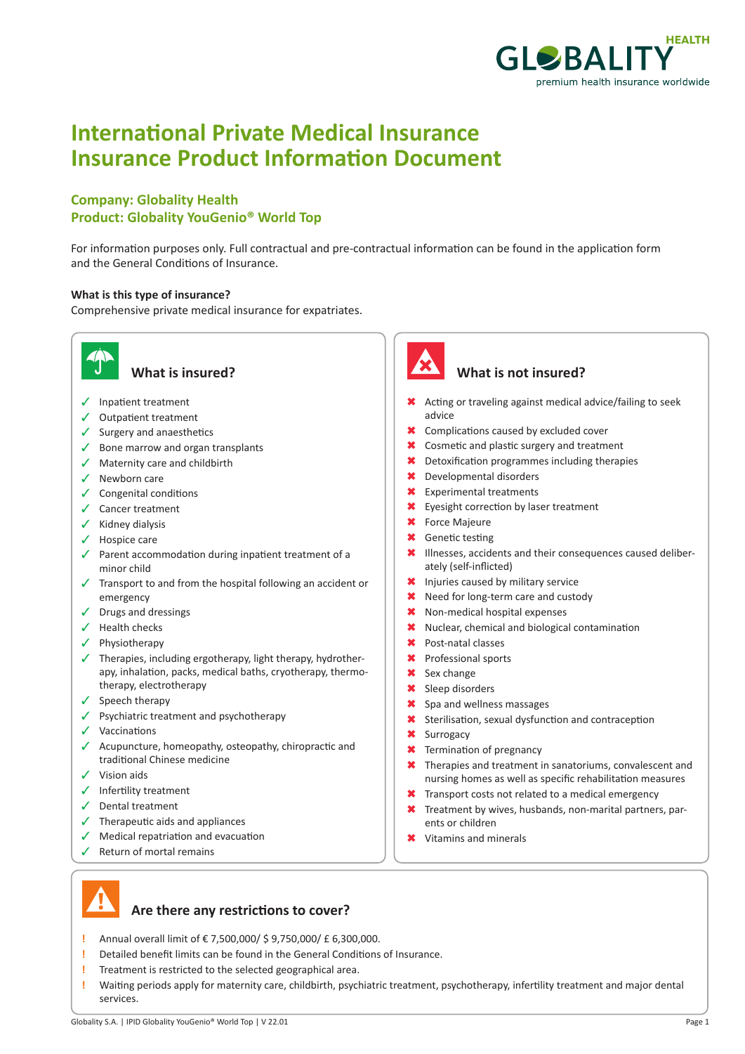# International Private Medical Insurance
# Insurance Product Information Document

**Company: Globality Health**
**Product: Globality YouGenio® World Top**

For information purposes only. Full contractual and pre-contractual information can be found in the application form and the General Conditions of Insurance.

**What is this type of insurance?**
Comprehensive private medical insurance for expatriates.

## What is insured?

- ✓ Inpatient treatment
- ✓ Outpatient treatment
- ✓ Surgery and anaesthetics
- ✓ Bone marrow and organ transplants
- ✓ Maternity care and childbirth
- ✓ Newborn care
- ✓ Congenital conditions
- ✓ Cancer treatment
- ✓ Kidney dialysis
- ✓ Hospice care
- ✓ Parent accommodation during inpatient treatment of a minor child
- ✓ Transport to and from the hospital following an accident or emergency
- ✓ Drugs and dressings
- ✓ Health checks
- ✓ Physiotherapy
- ✓ Therapies, including ergotherapy, light therapy, hydrotherapy, inhalation, packs, medical baths, cryotherapy, thermotherapy, electrotherapy
- ✓ Speech therapy
- ✓ Psychiatric treatment and psychotherapy
- ✓ Vaccinations
- ✓ Acupuncture, homeopathy, osteopathy, chiropractic and traditional Chinese medicine
- ✓ Vision aids
- ✓ Infertility treatment
- ✓ Dental treatment
- ✓ Therapeutic aids and appliances
- ✓ Medical repatriation and evacuation
- ✓ Return of mortal remains

## What is not insured?

- ✖ Acting or traveling against medical advice/failing to seek advice
- ✖ Complications caused by excluded cover
- ✖ Cosmetic and plastic surgery and treatment
- ✖ Detoxification programmes including therapies
- ✖ Developmental disorders
- ✖ Experimental treatments
- ✖ Eyesight correction by laser treatment
- ✖ Force Majeure
- ✖ Genetic testing
- ✖ Illnesses, accidents and their consequences caused deliberately (self-inflicted)
- ✖ Injuries caused by military service
- ✖ Need for long-term care and custody
- ✖ Non-medical hospital expenses
- ✖ Nuclear, chemical and biological contamination
- ✖ Post-natal classes
- ✖ Professional sports
- ✖ Sex change
- ✖ Sleep disorders
- ✖ Spa and wellness massages
- ✖ Sterilisation, sexual dysfunction and contraception
- ✖ Surrogacy
- ✖ Termination of pregnancy
- ✖ Therapies and treatment in sanatoriums, convalescent and nursing homes as well as specific rehabilitation measures
- ✖ Transport costs not related to a medical emergency
- ✖ Treatment by wives, husbands, non-marital partners, parents or children
- ✖ Vitamins and minerals

## Are there any restrictions to cover?

- ! Annual overall limit of € 7,500,000/ $ 9,750,000/ £ 6,300,000.
- ! Detailed benefit limits can be found in the General Conditions of Insurance.
- ! Treatment is restricted to the selected geographical area.
- ! Waiting periods apply for maternity care, childbirth, psychiatric treatment, psychotherapy, infertility treatment and major dental services.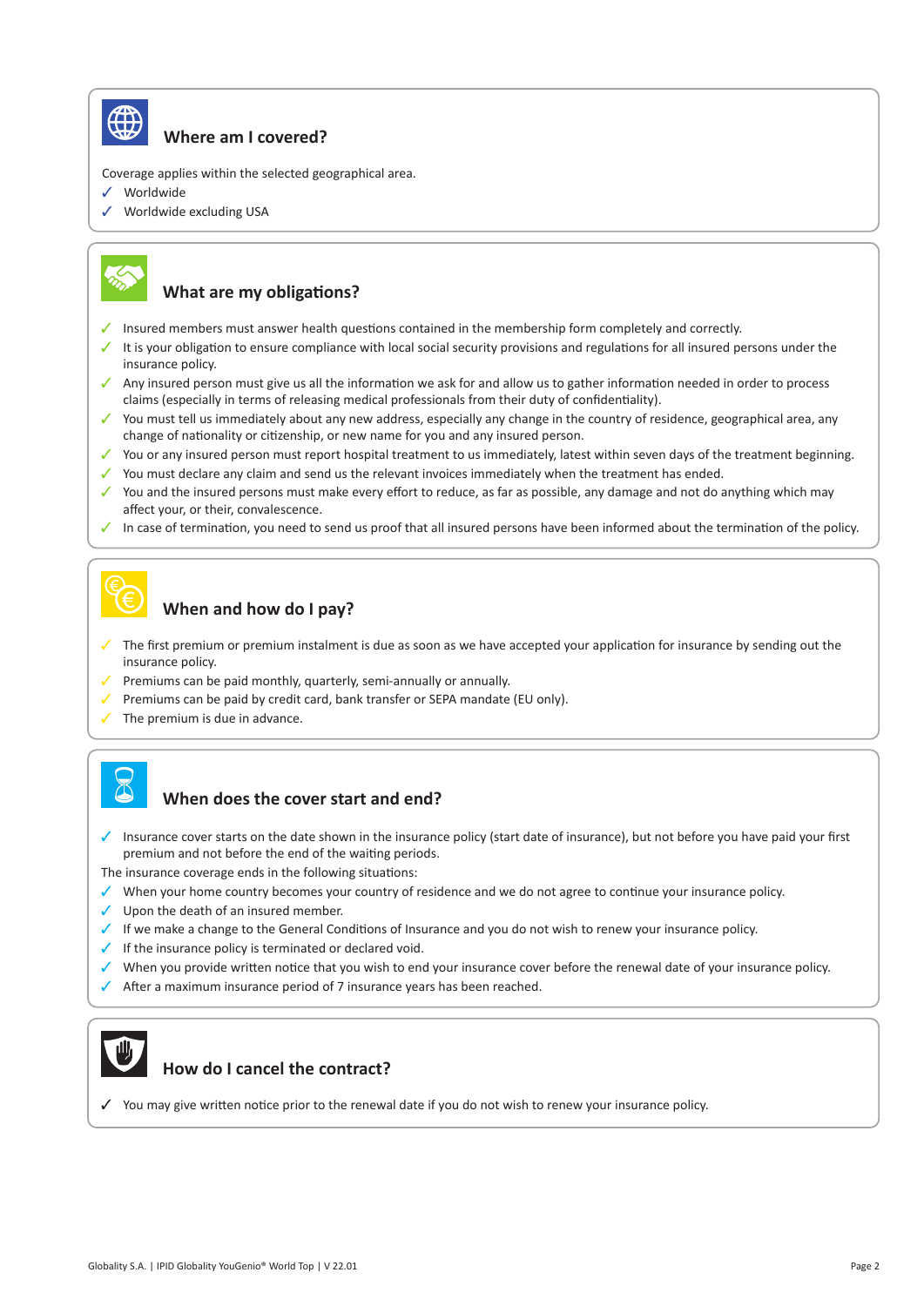## Where am I covered?

Coverage applies within the selected geographical area.

- ✓ Worldwide
- ✓ Worldwide excluding USA

## What are my obligations?

- ✓ Insured members must answer health questions contained in the membership form completely and correctly.
- ✓ It is your obligation to ensure compliance with local social security provisions and regulations for all insured persons under the insurance policy.
- ✓ Any insured person must give us all the information we ask for and allow us to gather information needed in order to process claims (especially in terms of releasing medical professionals from their duty of confidentiality).
- ✓ You must tell us immediately about any new address, especially any change in the country of residence, geographical area, any change of nationality or citizenship, or new name for you and any insured person.
- ✓ You or any insured person must report hospital treatment to us immediately, latest within seven days of the treatment beginning.
- ✓ You must declare any claim and send us the relevant invoices immediately when the treatment has ended.
- ✓ You and the insured persons must make every effort to reduce, as far as possible, any damage and not do anything which may affect your, or their, convalescence.
- ✓ In case of termination, you need to send us proof that all insured persons have been informed about the termination of the policy.

## When and how do I pay?

- ✓ The first premium or premium instalment is due as soon as we have accepted your application for insurance by sending out the insurance policy.
- ✓ Premiums can be paid monthly, quarterly, semi-annually or annually.
- ✓ Premiums can be paid by credit card, bank transfer or SEPA mandate (EU only).
- ✓ The premium is due in advance.

## When does the cover start and end?

- ✓ Insurance cover starts on the date shown in the insurance policy (start date of insurance), but not before you have paid your first premium and not before the end of the waiting periods.

The insurance coverage ends in the following situations:

- ✓ When your home country becomes your country of residence and we do not agree to continue your insurance policy.
- ✓ Upon the death of an insured member.
- ✓ If we make a change to the General Conditions of Insurance and you do not wish to renew your insurance policy.
- ✓ If the insurance policy is terminated or declared void.
- ✓ When you provide written notice that you wish to end your insurance cover before the renewal date of your insurance policy.
- ✓ After a maximum insurance period of 7 insurance years has been reached.

## How do I cancel the contract?

- ✓ You may give written notice prior to the renewal date if you do not wish to renew your insurance policy.